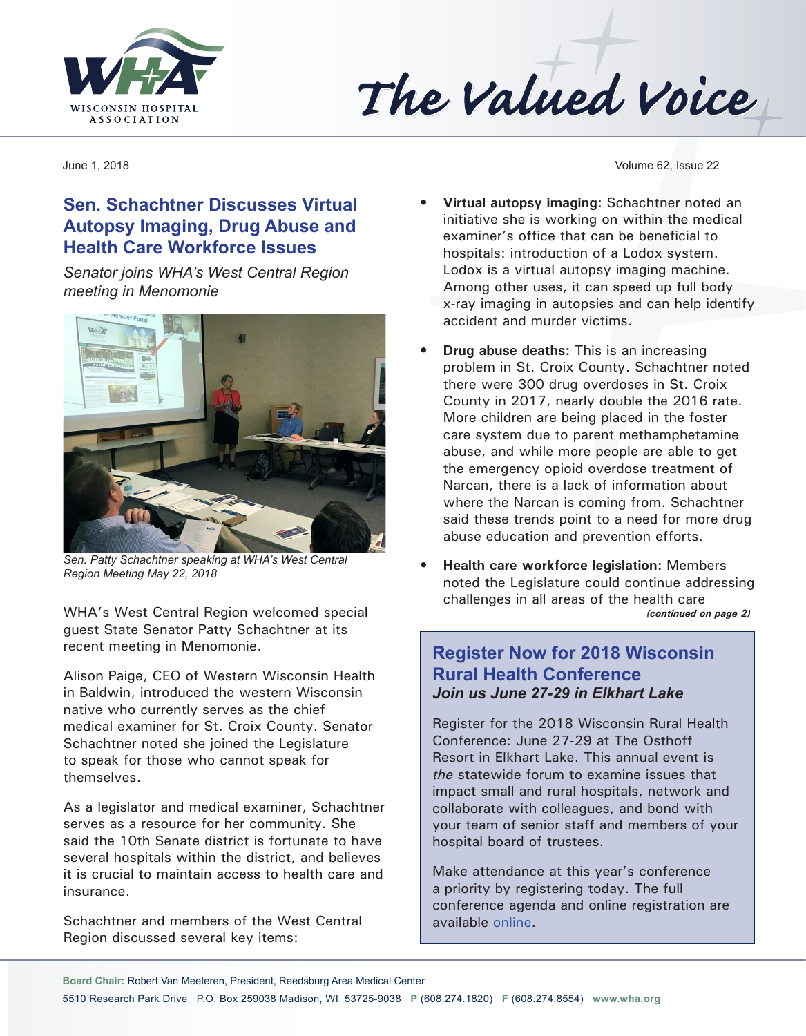# The Valued Voice

June 1, 2018

## Sen. Schachtner Discusses Virtual Autopsy Imaging, Drug Abuse and Health Care Workforce Issues

*Senator joins WHA's West Central Region meeting in Menomonie*

*Sen. Patty Schachtner speaking at WHA's West Central Region Meeting May 22, 2018*

WHA's West Central Region welcomed special guest State Senator Patty Schachtner at its recent meeting in Menomonie.

Alison Paige, CEO of Western Wisconsin Health in Baldwin, introduced the western Wisconsin native who currently serves as the chief medical examiner for St. Croix County. Senator Schachtner noted she joined the Legislature to speak for those who cannot speak for themselves.

As a legislator and medical examiner, Schachtner serves as a resource for her community. She said the 10th Senate district is fortunate to have several hospitals within the district, and believes it is crucial to maintain access to health care and insurance.

Schachtner and members of the West Central Region discussed several key items:

- **Virtual autopsy imaging:** Schachtner noted an initiative she is working on within the medical examiner's office that can be beneficial to hospitals: introduction of a Lodox system. Lodox is a virtual autopsy imaging machine. Among other uses, it can speed up full body x-ray imaging in autopsies and can help identify accident and murder victims.

- **Drug abuse deaths:** This is an increasing problem in St. Croix County. Schachtner noted there were 300 drug overdoses in St. Croix County in 2017, nearly double the 2016 rate. More children are being placed in the foster care system due to parent methamphetamine abuse, and while more people are able to get the emergency opioid overdose treatment of Narcan, there is a lack of information about where the Narcan is coming from. Schachtner said these trends point to a need for more drug abuse education and prevention efforts.

- **Health care workforce legislation:** Members noted the Legislature could continue addressing challenges in all areas of the health care

***(continued on page 2)***

## Register Now for 2018 Wisconsin Rural Health Conference

***Join us June 27-29 in Elkhart Lake***

Register for the 2018 Wisconsin Rural Health Conference: June 27-29 at The Osthoff Resort in Elkhart Lake. This annual event is *the* statewide forum to examine issues that impact small and rural hospitals, network and collaborate with colleagues, and bond with your team of senior staff and members of your hospital board of trustees.

Make attendance at this year's conference a priority by registering today. The full conference agenda and online registration are available online.

**Board Chair:** Robert Van Meeteren, President, Reedsburg Area Medical Center
5510 Research Park Drive P.O. Box 259038 Madison, WI 53725-9038 **P** (608.274.1820) **F** (608.274.8554) **www.wha.org**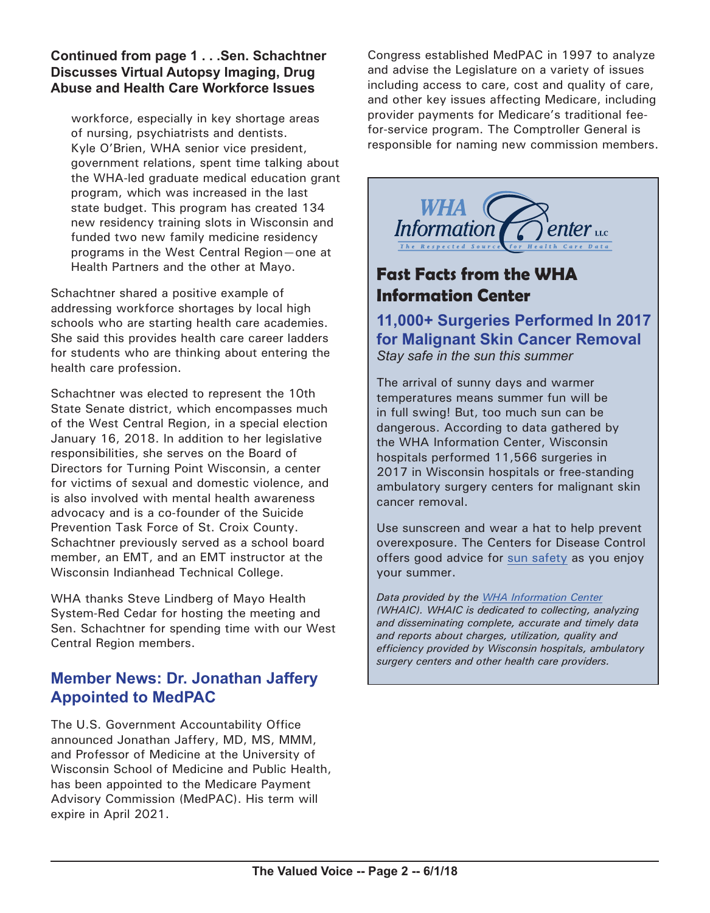**Continued from page 1 . . .Sen. Schachtner Discusses Virtual Autopsy Imaging, Drug Abuse and Health Care Workforce Issues**

workforce, especially in key shortage areas of nursing, psychiatrists and dentists. Kyle O'Brien, WHA senior vice president, government relations, spent time talking about the WHA-led graduate medical education grant program, which was increased in the last state budget. This program has created 134 new residency training slots in Wisconsin and funded two new family medicine residency programs in the West Central Region—one at Health Partners and the other at Mayo.

Schachtner shared a positive example of addressing workforce shortages by local high schools who are starting health care academies. She said this provides health care career ladders for students who are thinking about entering the health care profession.

Schachtner was elected to represent the 10th State Senate district, which encompasses much of the West Central Region, in a special election January 16, 2018. In addition to her legislative responsibilities, she serves on the Board of Directors for Turning Point Wisconsin, a center for victims of sexual and domestic violence, and is also involved with mental health awareness advocacy and is a co-founder of the Suicide Prevention Task Force of St. Croix County. Schachtner previously served as a school board member, an EMT, and an EMT instructor at the Wisconsin Indianhead Technical College.

WHA thanks Steve Lindberg of Mayo Health System-Red Cedar for hosting the meeting and Sen. Schachtner for spending time with our West Central Region members.

## Member News: Dr. Jonathan Jaffery Appointed to MedPAC

The U.S. Government Accountability Office announced Jonathan Jaffery, MD, MS, MMM, and Professor of Medicine at the University of Wisconsin School of Medicine and Public Health, has been appointed to the Medicare Payment Advisory Commission (MedPAC). His term will expire in April 2021.

Congress established MedPAC in 1997 to analyze and advise the Legislature on a variety of issues including access to care, cost and quality of care, and other key issues affecting Medicare, including provider payments for Medicare's traditional fee-for-service program. The Comptroller General is responsible for naming new commission members.

WHA Information Center LLC
The Respected Source for Health Care Data

## Fast Facts from the WHA Information Center

### 11,000+ Surgeries Performed In 2017 for Malignant Skin Cancer Removal

*Stay safe in the sun this summer*

The arrival of sunny days and warmer temperatures means summer fun will be in full swing! But, too much sun can be dangerous. According to data gathered by the WHA Information Center, Wisconsin hospitals performed 11,566 surgeries in 2017 in Wisconsin hospitals or free-standing ambulatory surgery centers for malignant skin cancer removal.

Use sunscreen and wear a hat to help prevent overexposure. The Centers for Disease Control offers good advice for sun safety as you enjoy your summer.

*Data provided by the WHA Information Center (WHAIC). WHAIC is dedicated to collecting, analyzing and disseminating complete, accurate and timely data and reports about charges, utilization, quality and efficiency provided by Wisconsin hospitals, ambulatory surgery centers and other health care providers.*